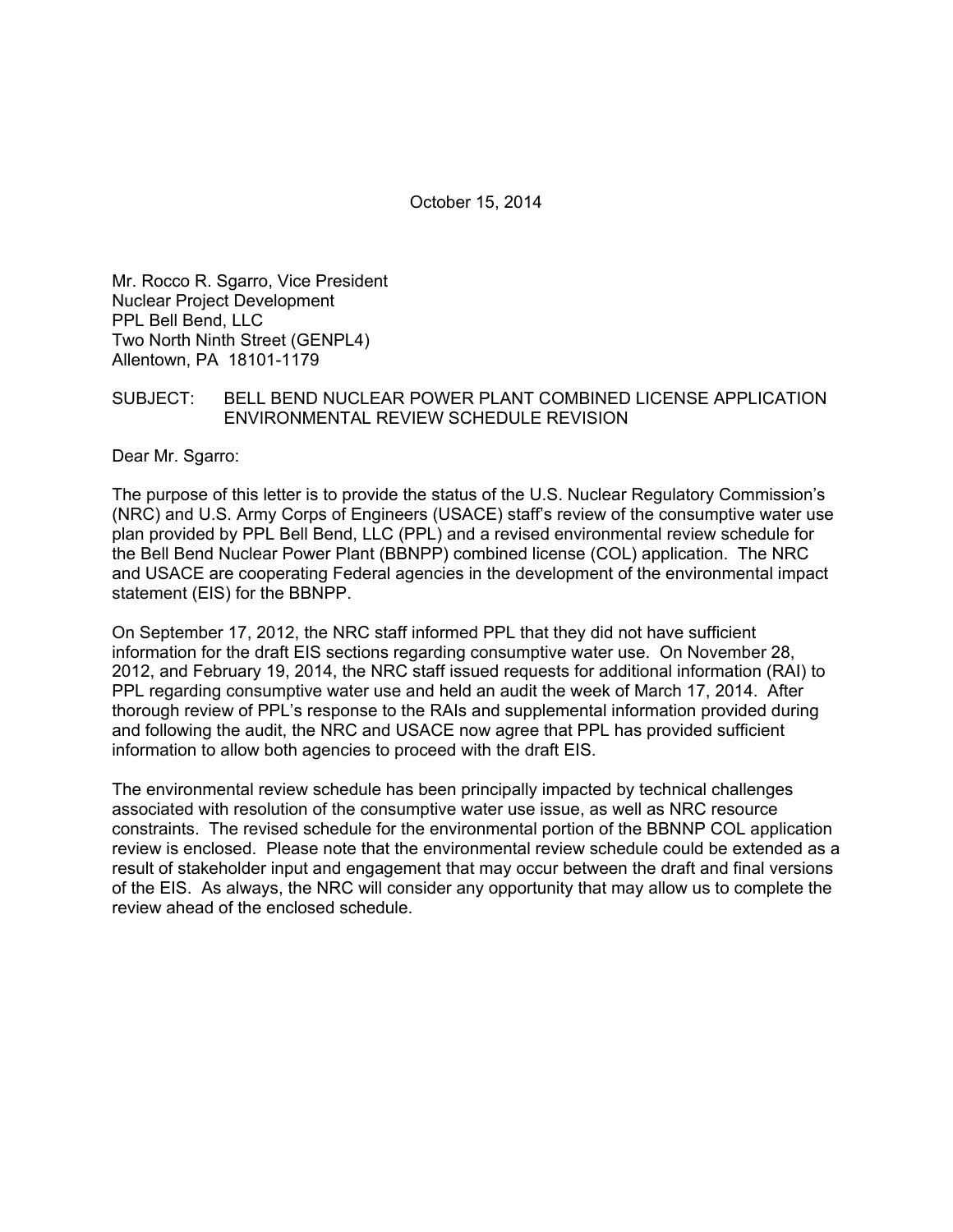October 15, 2014

Mr. Rocco R. Sgarro, Vice President
Nuclear Project Development
PPL Bell Bend, LLC
Two North Ninth Street (GENPL4)
Allentown, PA 18101-1179

SUBJECT: BELL BEND NUCLEAR POWER PLANT COMBINED LICENSE APPLICATION ENVIRONMENTAL REVIEW SCHEDULE REVISION

Dear Mr. Sgarro:

The purpose of this letter is to provide the status of the U.S. Nuclear Regulatory Commission's (NRC) and U.S. Army Corps of Engineers (USACE) staff's review of the consumptive water use plan provided by PPL Bell Bend, LLC (PPL) and a revised environmental review schedule for the Bell Bend Nuclear Power Plant (BBNPP) combined license (COL) application. The NRC and USACE are cooperating Federal agencies in the development of the environmental impact statement (EIS) for the BBNPP.

On September 17, 2012, the NRC staff informed PPL that they did not have sufficient information for the draft EIS sections regarding consumptive water use. On November 28, 2012, and February 19, 2014, the NRC staff issued requests for additional information (RAI) to PPL regarding consumptive water use and held an audit the week of March 17, 2014. After thorough review of PPL's response to the RAIs and supplemental information provided during and following the audit, the NRC and USACE now agree that PPL has provided sufficient information to allow both agencies to proceed with the draft EIS.

The environmental review schedule has been principally impacted by technical challenges associated with resolution of the consumptive water use issue, as well as NRC resource constraints. The revised schedule for the environmental portion of the BBNNP COL application review is enclosed. Please note that the environmental review schedule could be extended as a result of stakeholder input and engagement that may occur between the draft and final versions of the EIS. As always, the NRC will consider any opportunity that may allow us to complete the review ahead of the enclosed schedule.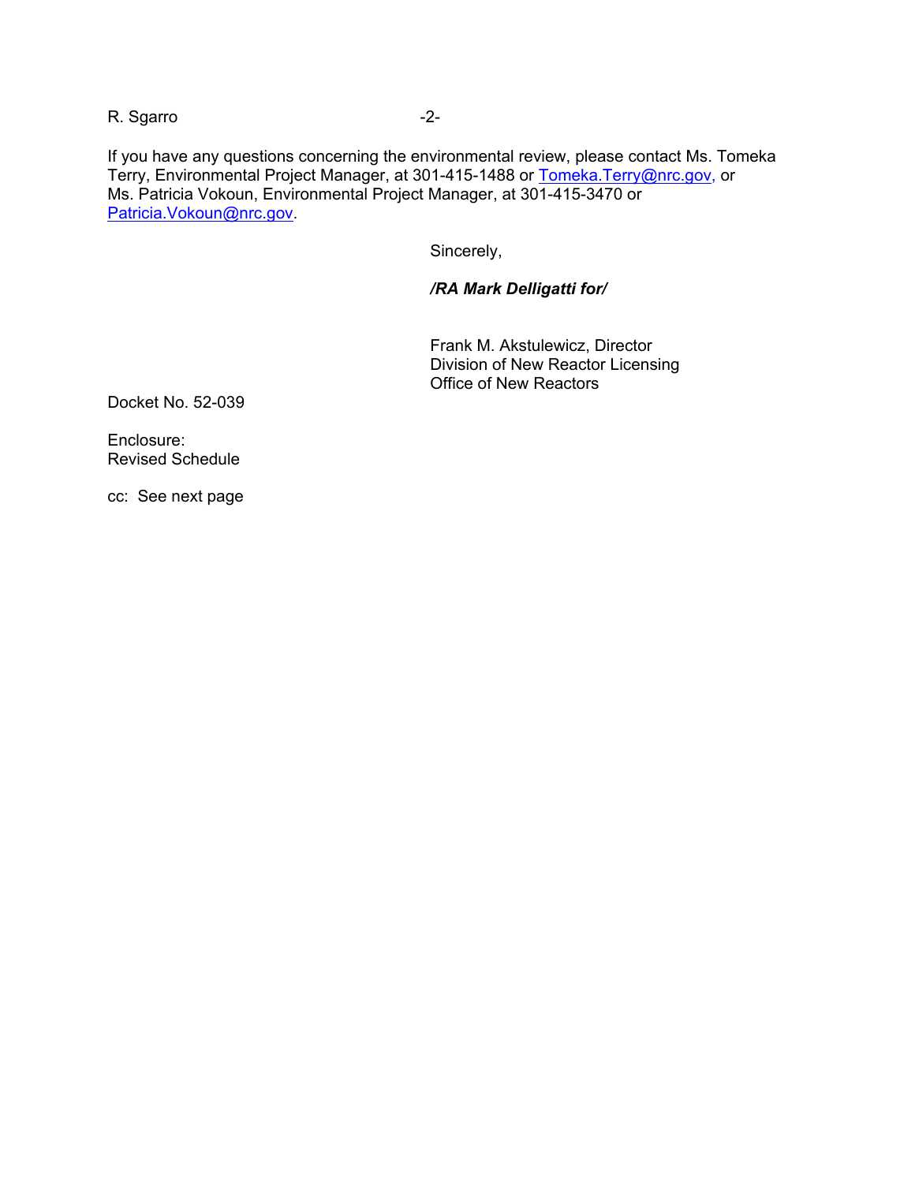If you have any questions concerning the environmental review, please contact Ms. Tomeka Terry, Environmental Project Manager, at 301-415-1488 or Tomeka.Terry@nrc.gov, or Ms. Patricia Vokoun, Environmental Project Manager, at 301-415-3470 or Patricia.Vokoun@nrc.gov.

Sincerely,

***/RA Mark Delligatti for/***

Frank M. Akstulewicz, Director
Division of New Reactor Licensing
Office of New Reactors

Docket No. 52-039

Enclosure:
Revised Schedule

cc: See next page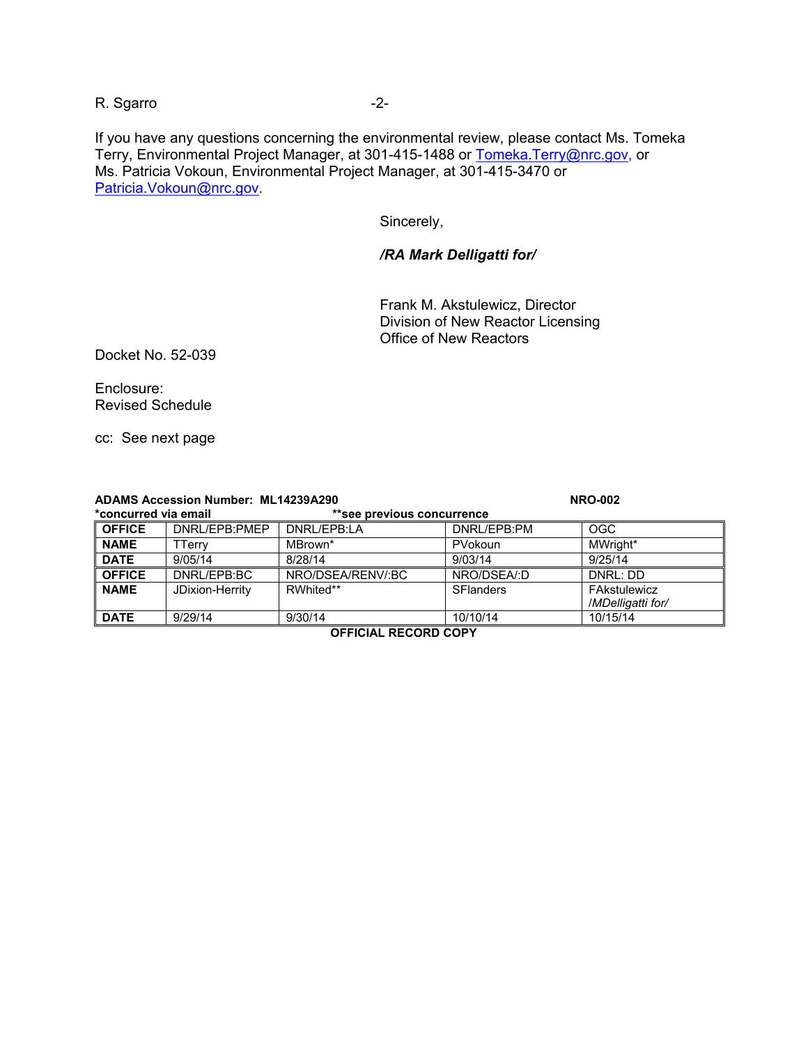If you have any questions concerning the environmental review, please contact Ms. Tomeka Terry, Environmental Project Manager, at 301-415-1488 or Tomeka.Terry@nrc.gov, or Ms. Patricia Vokoun, Environmental Project Manager, at 301-415-3470 or Patricia.Vokoun@nrc.gov.

Sincerely,

***/RA Mark Delligatti for/***

Frank M. Akstulewicz, Director
Division of New Reactor Licensing
Office of New Reactors

Docket No. 52-039

Enclosure:
Revised Schedule

cc: See next page

**ADAMS Accession Number: ML14239A290** **NRO-002**

**\*concurred via email** **\*\*see previous concurrence**

| **OFFICE** | DNRL/EPB:PMEP | DNRL/EPB:LA | DNRL/EPB:PM | OGC |
|---|---|---|---|---|
| **NAME** | TTerry | MBrown* | PVokoun | MWright* |
| **DATE** | 9/05/14 | 8/28/14 | 9/03/14 | 9/25/14 |
| **OFFICE** | DNRL/EPB:BC | NRO/DSEA/RENV/:BC | NRO/DSEA/:D | DNRL: DD |
| **NAME** | JDixion-Herrity | RWhited** | SFlanders | FAkstulewicz *|MDelligatti for/* |
| **DATE** | 9/29/14 | 9/30/14 | 10/10/14 | 10/15/14 |

**OFFICIAL RECORD COPY**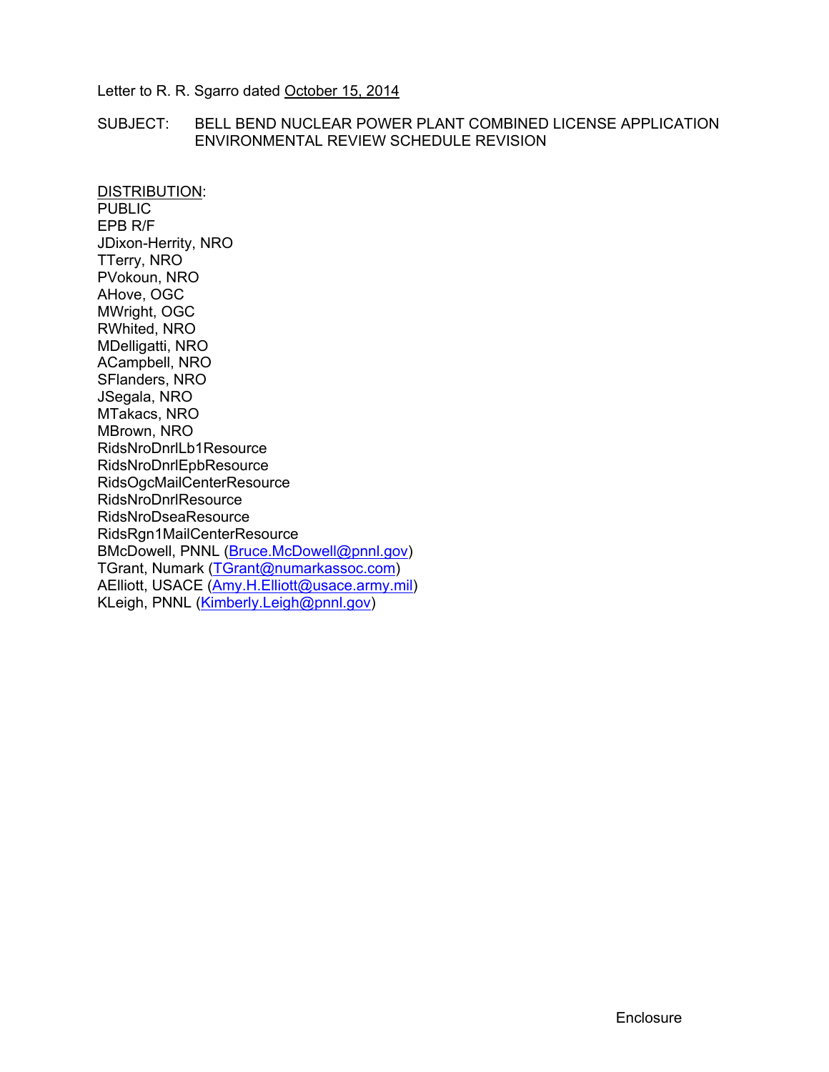Letter to R. R. Sgarro dated October 15, 2014

SUBJECT: BELL BEND NUCLEAR POWER PLANT COMBINED LICENSE APPLICATION ENVIRONMENTAL REVIEW SCHEDULE REVISION

DISTRIBUTION:
PUBLIC
EPB R/F
JDixon-Herrity, NRO
TTerry, NRO
PVokoun, NRO
AHove, OGC
MWright, OGC
RWhited, NRO
MDelligatti, NRO
ACampbell, NRO
SFlanders, NRO
JSegala, NRO
MTakacs, NRO
MBrown, NRO
RidsNroDnrlLb1Resource
RidsNroDnrlEpbResource
RidsOgcMailCenterResource
RidsNroDnrlResource
RidsNroDseaResource
RidsRgn1MailCenterResource
BMcDowell, PNNL (Bruce.McDowell@pnnl.gov)
TGrant, Numark (TGrant@numarkassoc.com)
AElliott, USACE (Amy.H.Elliott@usace.army.mil)
KLeigh, PNNL (Kimberly.Leigh@pnnl.gov)

Enclosure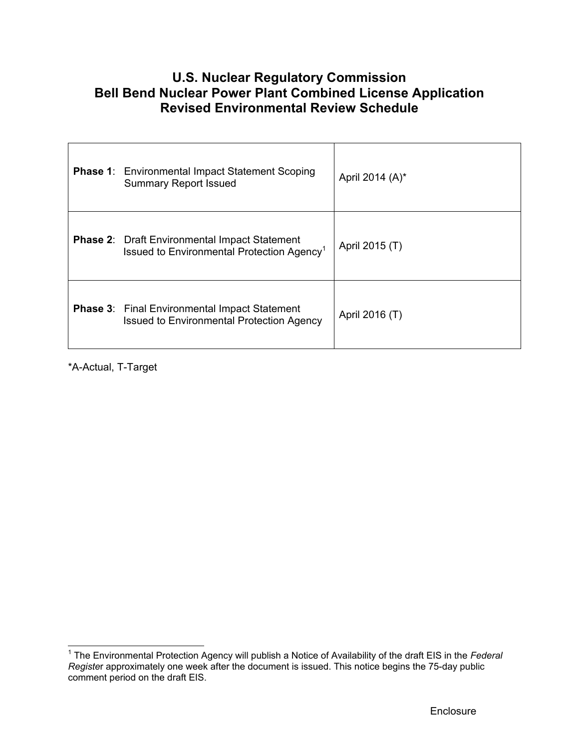# U.S. Nuclear Regulatory Commission
# Bell Bend Nuclear Power Plant Combined License Application
# Revised Environmental Review Schedule

| | |
|---|---|
| **Phase 1**: Environmental Impact Statement Scoping Summary Report Issued | April 2014 (A)* |
| **Phase 2**: Draft Environmental Impact Statement Issued to Environmental Protection Agency[1] | April 2015 (T) |
| **Phase 3**: Final Environmental Impact Statement Issued to Environmental Protection Agency | April 2016 (T) |

*A-Actual, T-Target

[1] The Environmental Protection Agency will publish a Notice of Availability of the draft EIS in the *Federal Register* approximately one week after the document is issued. This notice begins the 75-day public comment period on the draft EIS.

Enclosure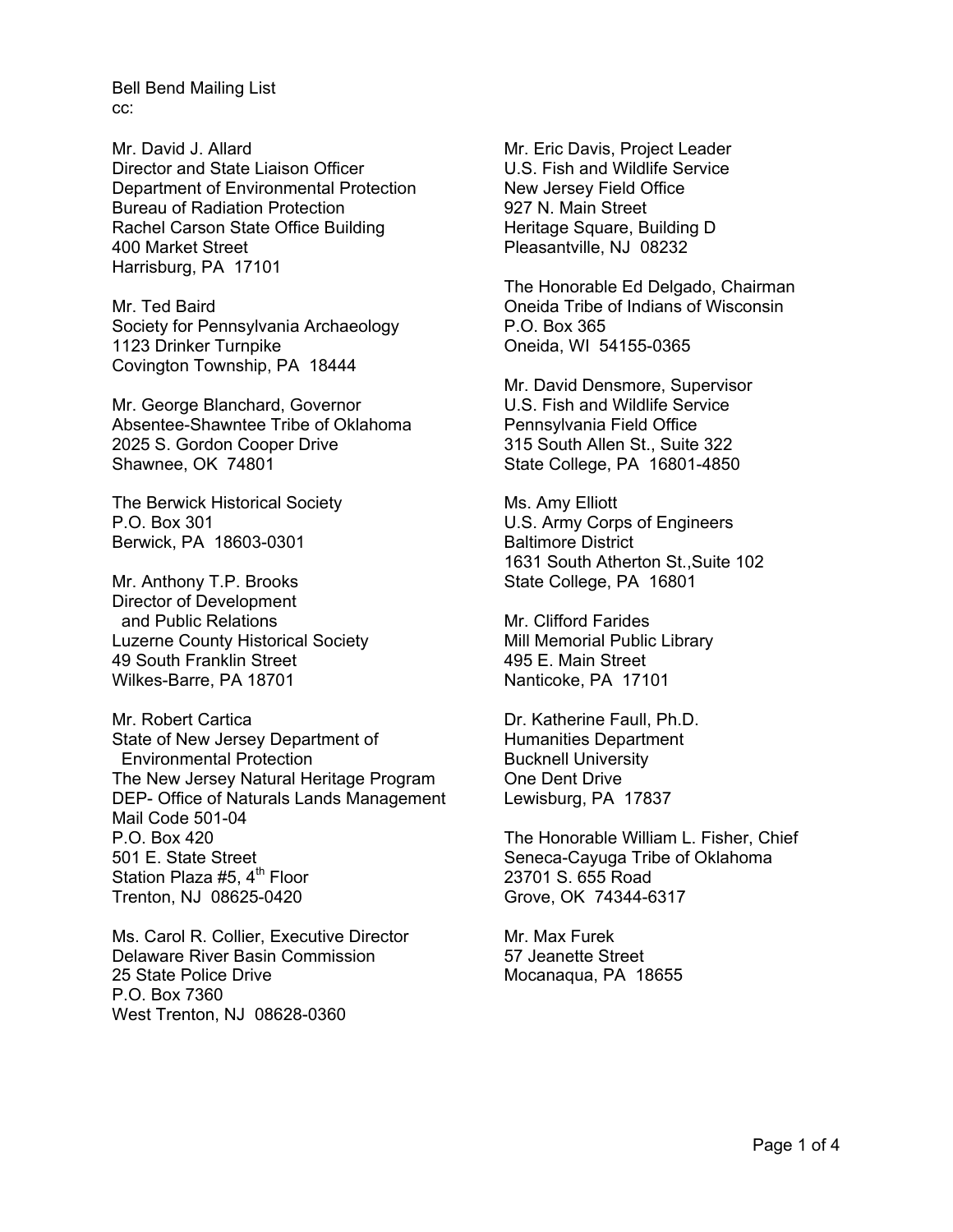Bell Bend Mailing List
cc:

Mr. David J. Allard
Director and State Liaison Officer
Department of Environmental Protection
Bureau of Radiation Protection
Rachel Carson State Office Building
400 Market Street
Harrisburg, PA 17101

Mr. Ted Baird
Society for Pennsylvania Archaeology
1123 Drinker Turnpike
Covington Township, PA 18444

Mr. George Blanchard, Governor
Absentee-Shawntee Tribe of Oklahoma
2025 S. Gordon Cooper Drive
Shawnee, OK 74801

The Berwick Historical Society
P.O. Box 301
Berwick, PA 18603-0301

Mr. Anthony T.P. Brooks
Director of Development
and Public Relations
Luzerne County Historical Society
49 South Franklin Street
Wilkes-Barre, PA 18701

Mr. Robert Cartica
State of New Jersey Department of
Environmental Protection
The New Jersey Natural Heritage Program
DEP- Office of Naturals Lands Management
Mail Code 501-04
P.O. Box 420
501 E. State Street
Station Plaza #5, 4th Floor
Trenton, NJ 08625-0420

Ms. Carol R. Collier, Executive Director
Delaware River Basin Commission
25 State Police Drive
P.O. Box 7360
West Trenton, NJ 08628-0360

Mr. Eric Davis, Project Leader
U.S. Fish and Wildlife Service
New Jersey Field Office
927 N. Main Street
Heritage Square, Building D
Pleasantville, NJ 08232

The Honorable Ed Delgado, Chairman
Oneida Tribe of Indians of Wisconsin
P.O. Box 365
Oneida, WI 54155-0365

Mr. David Densmore, Supervisor
U.S. Fish and Wildlife Service
Pennsylvania Field Office
315 South Allen St., Suite 322
State College, PA 16801-4850

Ms. Amy Elliott
U.S. Army Corps of Engineers
Baltimore District
1631 South Atherton St.,Suite 102
State College, PA 16801

Mr. Clifford Farides
Mill Memorial Public Library
495 E. Main Street
Nanticoke, PA 17101

Dr. Katherine Faull, Ph.D.
Humanities Department
Bucknell University
One Dent Drive
Lewisburg, PA 17837

The Honorable William L. Fisher, Chief
Seneca-Cayuga Tribe of Oklahoma
23701 S. 655 Road
Grove, OK 74344-6317

Mr. Max Furek
57 Jeanette Street
Mocanaqua, PA 18655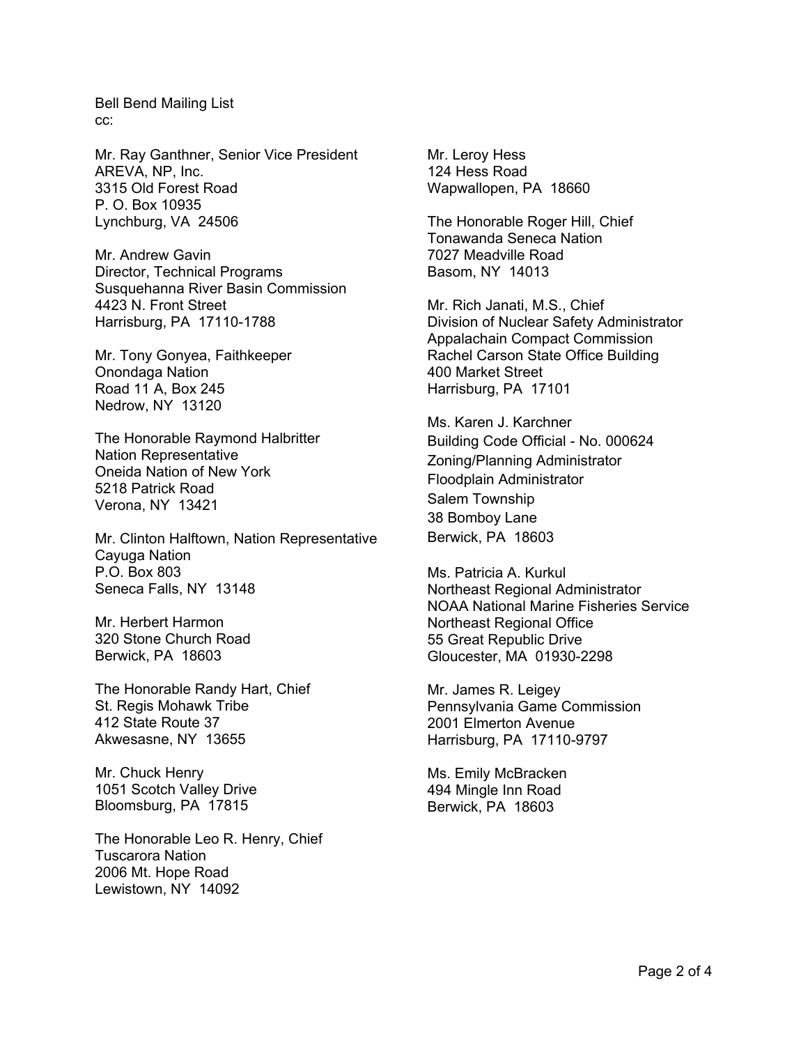Bell Bend Mailing List
cc:

Mr. Ray Ganthner, Senior Vice President
AREVA, NP, Inc.
3315 Old Forest Road
P. O. Box 10935
Lynchburg, VA 24506

Mr. Andrew Gavin
Director, Technical Programs
Susquehanna River Basin Commission
4423 N. Front Street
Harrisburg, PA 17110-1788

Mr. Tony Gonyea, Faithkeeper
Onondaga Nation
Road 11 A, Box 245
Nedrow, NY 13120

The Honorable Raymond Halbritter
Nation Representative
Oneida Nation of New York
5218 Patrick Road
Verona, NY 13421

Mr. Clinton Halftown, Nation Representative
Cayuga Nation
P.O. Box 803
Seneca Falls, NY 13148

Mr. Herbert Harmon
320 Stone Church Road
Berwick, PA 18603

The Honorable Randy Hart, Chief
St. Regis Mohawk Tribe
412 State Route 37
Akwesasne, NY 13655

Mr. Chuck Henry
1051 Scotch Valley Drive
Bloomsburg, PA 17815

The Honorable Leo R. Henry, Chief
Tuscarora Nation
2006 Mt. Hope Road
Lewistown, NY 14092

Mr. Leroy Hess
124 Hess Road
Wapwallopen, PA 18660

The Honorable Roger Hill, Chief
Tonawanda Seneca Nation
7027 Meadville Road
Basom, NY 14013

Mr. Rich Janati, M.S., Chief
Division of Nuclear Safety Administrator
Appalachain Compact Commission
Rachel Carson State Office Building
400 Market Street
Harrisburg, PA 17101

Ms. Karen J. Karchner
Building Code Official - No. 000624
Zoning/Planning Administrator
Floodplain Administrator
Salem Township
38 Bomboy Lane
Berwick, PA 18603

Ms. Patricia A. Kurkul
Northeast Regional Administrator
NOAA National Marine Fisheries Service
Northeast Regional Office
55 Great Republic Drive
Gloucester, MA 01930-2298

Mr. James R. Leigey
Pennsylvania Game Commission
2001 Elmerton Avenue
Harrisburg, PA 17110-9797

Ms. Emily McBracken
494 Mingle Inn Road
Berwick, PA 18603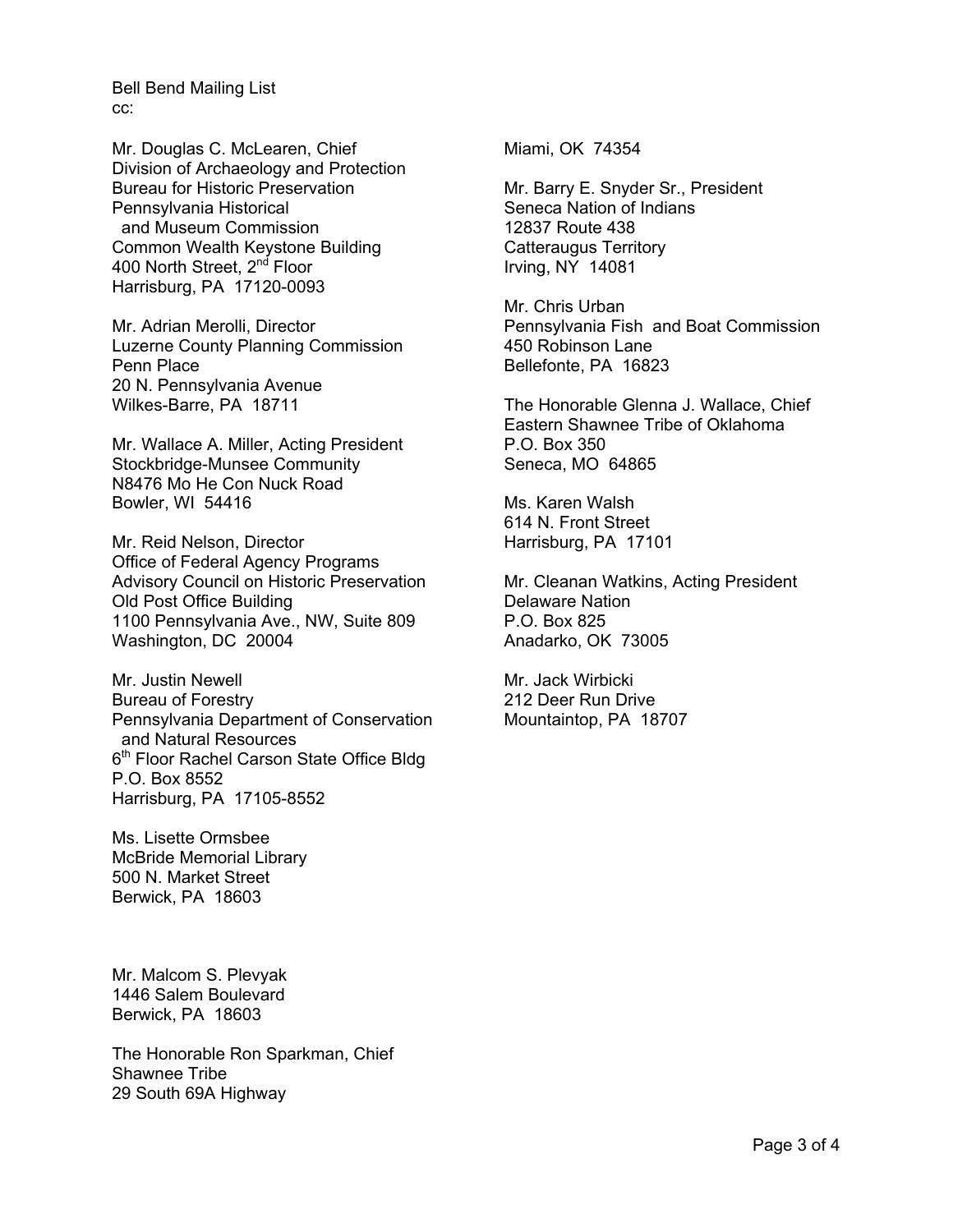Bell Bend Mailing List
cc:

Mr. Douglas C. McLearen, Chief
Division of Archaeology and Protection
Bureau for Historic Preservation
Pennsylvania Historical
and Museum Commission
Common Wealth Keystone Building
400 North Street, 2nd Floor
Harrisburg, PA 17120-0093

Mr. Adrian Merolli, Director
Luzerne County Planning Commission
Penn Place
20 N. Pennsylvania Avenue
Wilkes-Barre, PA 18711

Mr. Wallace A. Miller, Acting President
Stockbridge-Munsee Community
N8476 Mo He Con Nuck Road
Bowler, WI 54416

Mr. Reid Nelson, Director
Office of Federal Agency Programs
Advisory Council on Historic Preservation
Old Post Office Building
1100 Pennsylvania Ave., NW, Suite 809
Washington, DC 20004

Mr. Justin Newell
Bureau of Forestry
Pennsylvania Department of Conservation
and Natural Resources
6th Floor Rachel Carson State Office Bldg
P.O. Box 8552
Harrisburg, PA 17105-8552

Ms. Lisette Ormsbee
McBride Memorial Library
500 N. Market Street
Berwick, PA 18603

Mr. Malcom S. Plevyak
1446 Salem Boulevard
Berwick, PA 18603

The Honorable Ron Sparkman, Chief
Shawnee Tribe
29 South 69A Highway
Miami, OK 74354

Mr. Barry E. Snyder Sr., President
Seneca Nation of Indians
12837 Route 438
Catteraugus Territory
Irving, NY 14081

Mr. Chris Urban
Pennsylvania Fish and Boat Commission
450 Robinson Lane
Bellefonte, PA 16823

The Honorable Glenna J. Wallace, Chief
Eastern Shawnee Tribe of Oklahoma
P.O. Box 350
Seneca, MO 64865

Ms. Karen Walsh
614 N. Front Street
Harrisburg, PA 17101

Mr. Cleanan Watkins, Acting President
Delaware Nation
P.O. Box 825
Anadarko, OK 73005

Mr. Jack Wirbicki
212 Deer Run Drive
Mountaintop, PA 18707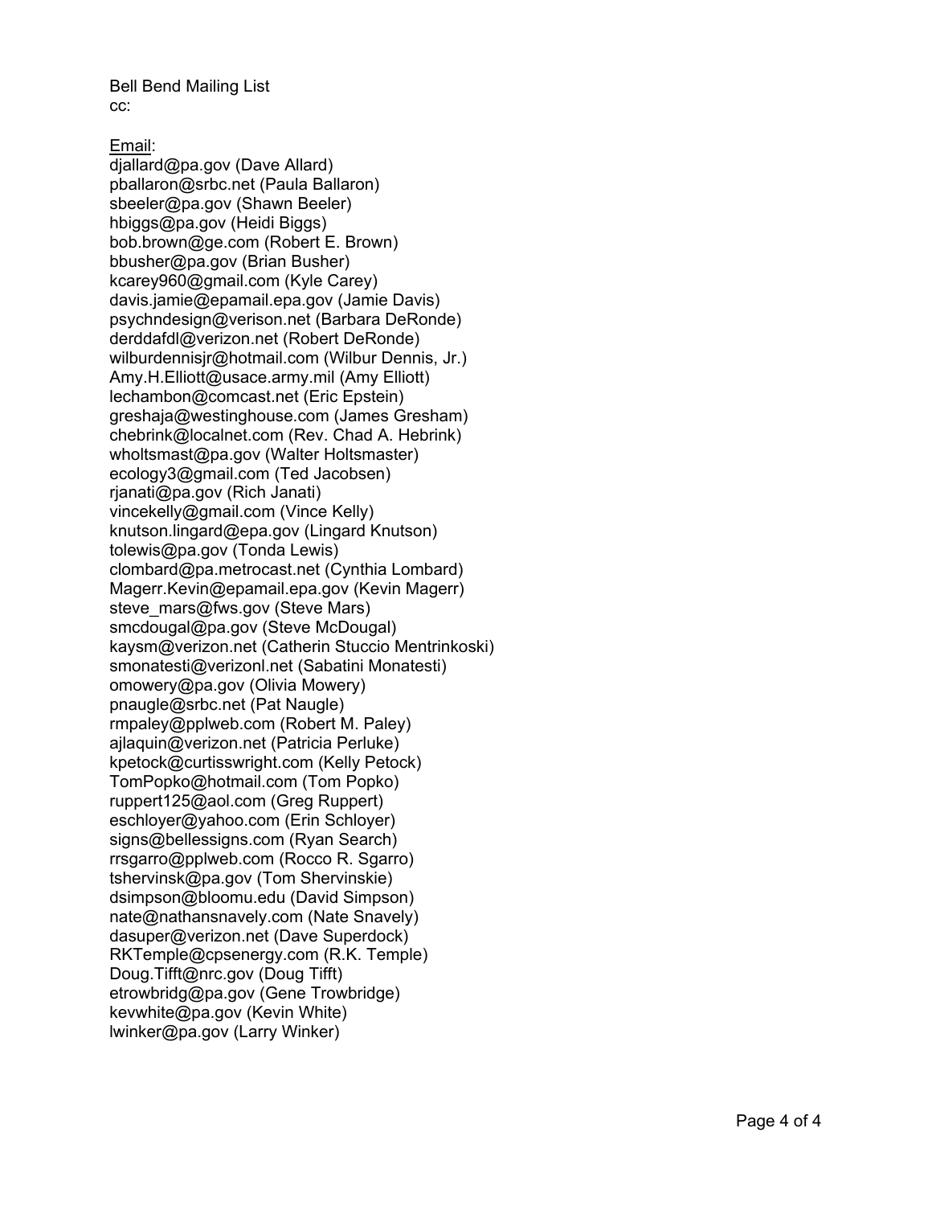Bell Bend Mailing List
cc:

Email:
djallard@pa.gov (Dave Allard)
pballaron@srbc.net (Paula Ballaron)
sbeeler@pa.gov (Shawn Beeler)
hbiggs@pa.gov (Heidi Biggs)
bob.brown@ge.com (Robert E. Brown)
bbusher@pa.gov (Brian Busher)
kcarey960@gmail.com (Kyle Carey)
davis.jamie@epamail.epa.gov (Jamie Davis)
psychndesign@verison.net (Barbara DeRonde)
derddafdl@verizon.net (Robert DeRonde)
wilburdennisjr@hotmail.com (Wilbur Dennis, Jr.)
Amy.H.Elliott@usace.army.mil (Amy Elliott)
lechambon@comcast.net (Eric Epstein)
greshaja@westinghouse.com (James Gresham)
chebrink@localnet.com (Rev. Chad A. Hebrink)
wholtsmast@pa.gov (Walter Holtsmaster)
ecology3@gmail.com (Ted Jacobsen)
rjanati@pa.gov (Rich Janati)
vincekelly@gmail.com (Vince Kelly)
knutson.lingard@epa.gov (Lingard Knutson)
tolewis@pa.gov (Tonda Lewis)
clombard@pa.metrocast.net (Cynthia Lombard)
Magerr.Kevin@epamail.epa.gov (Kevin Magerr)
steve_mars@fws.gov (Steve Mars)
smcdougal@pa.gov (Steve McDougal)
kaysm@verizon.net (Catherin Stuccio Mentrinkoski)
smonatesti@verizonl.net (Sabatini Monatesti)
omowery@pa.gov (Olivia Mowery)
pnaugle@srbc.net (Pat Naugle)
rmpaley@pplweb.com (Robert M. Paley)
ajlaquin@verizon.net (Patricia Perluke)
kpetock@curtisswright.com (Kelly Petock)
TomPopko@hotmail.com (Tom Popko)
ruppert125@aol.com (Greg Ruppert)
eschloyer@yahoo.com (Erin Schloyer)
signs@bellessigns.com (Ryan Search)
rrsgarro@pplweb.com (Rocco R. Sgarro)
tshervinsk@pa.gov (Tom Shervinskie)
dsimpson@bloomu.edu (David Simpson)
nate@nathansnavely.com (Nate Snavely)
dasuper@verizon.net (Dave Superdock)
RKTemple@cpsenergy.com (R.K. Temple)
Doug.Tifft@nrc.gov (Doug Tifft)
etrowbridg@pa.gov (Gene Trowbridge)
kevwhite@pa.gov (Kevin White)
lwinker@pa.gov (Larry Winker)